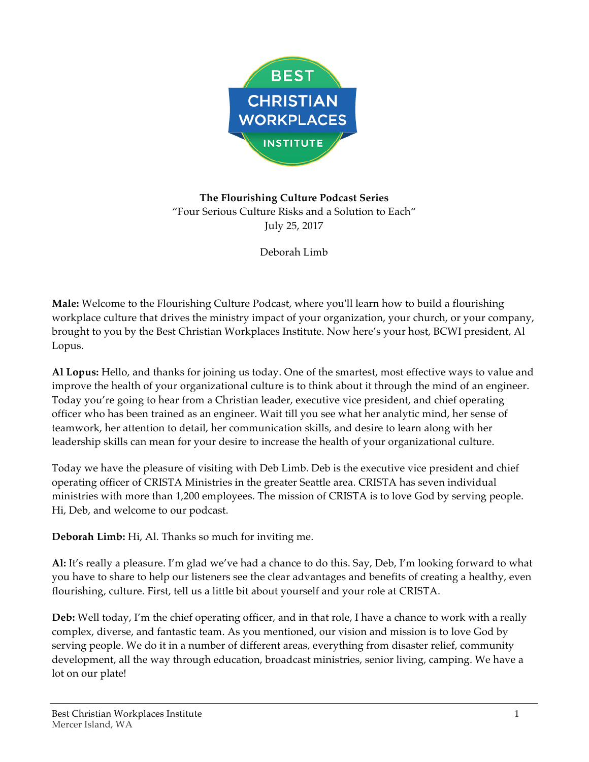**The Flourishing Culture Podcast Series**
"Four Serious Culture Risks and a Solution to Each"
July 25, 2017

Deborah Limb

**Male:** Welcome to the Flourishing Culture Podcast, where you'll learn how to build a flourishing workplace culture that drives the ministry impact of your organization, your church, or your company, brought to you by the Best Christian Workplaces Institute. Now here's your host, BCWI president, Al Lopus.

**Al Lopus:** Hello, and thanks for joining us today. One of the smartest, most effective ways to value and improve the health of your organizational culture is to think about it through the mind of an engineer. Today you're going to hear from a Christian leader, executive vice president, and chief operating officer who has been trained as an engineer. Wait till you see what her analytic mind, her sense of teamwork, her attention to detail, her communication skills, and desire to learn along with her leadership skills can mean for your desire to increase the health of your organizational culture.

Today we have the pleasure of visiting with Deb Limb. Deb is the executive vice president and chief operating officer of CRISTA Ministries in the greater Seattle area. CRISTA has seven individual ministries with more than 1,200 employees. The mission of CRISTA is to love God by serving people. Hi, Deb, and welcome to our podcast.

**Deborah Limb:** Hi, Al. Thanks so much for inviting me.

**Al:** It's really a pleasure. I'm glad we've had a chance to do this. Say, Deb, I'm looking forward to what you have to share to help our listeners see the clear advantages and benefits of creating a healthy, even flourishing, culture. First, tell us a little bit about yourself and your role at CRISTA.

**Deb:** Well today, I'm the chief operating officer, and in that role, I have a chance to work with a really complex, diverse, and fantastic team. As you mentioned, our vision and mission is to love God by serving people. We do it in a number of different areas, everything from disaster relief, community development, all the way through education, broadcast ministries, senior living, camping. We have a lot on our plate!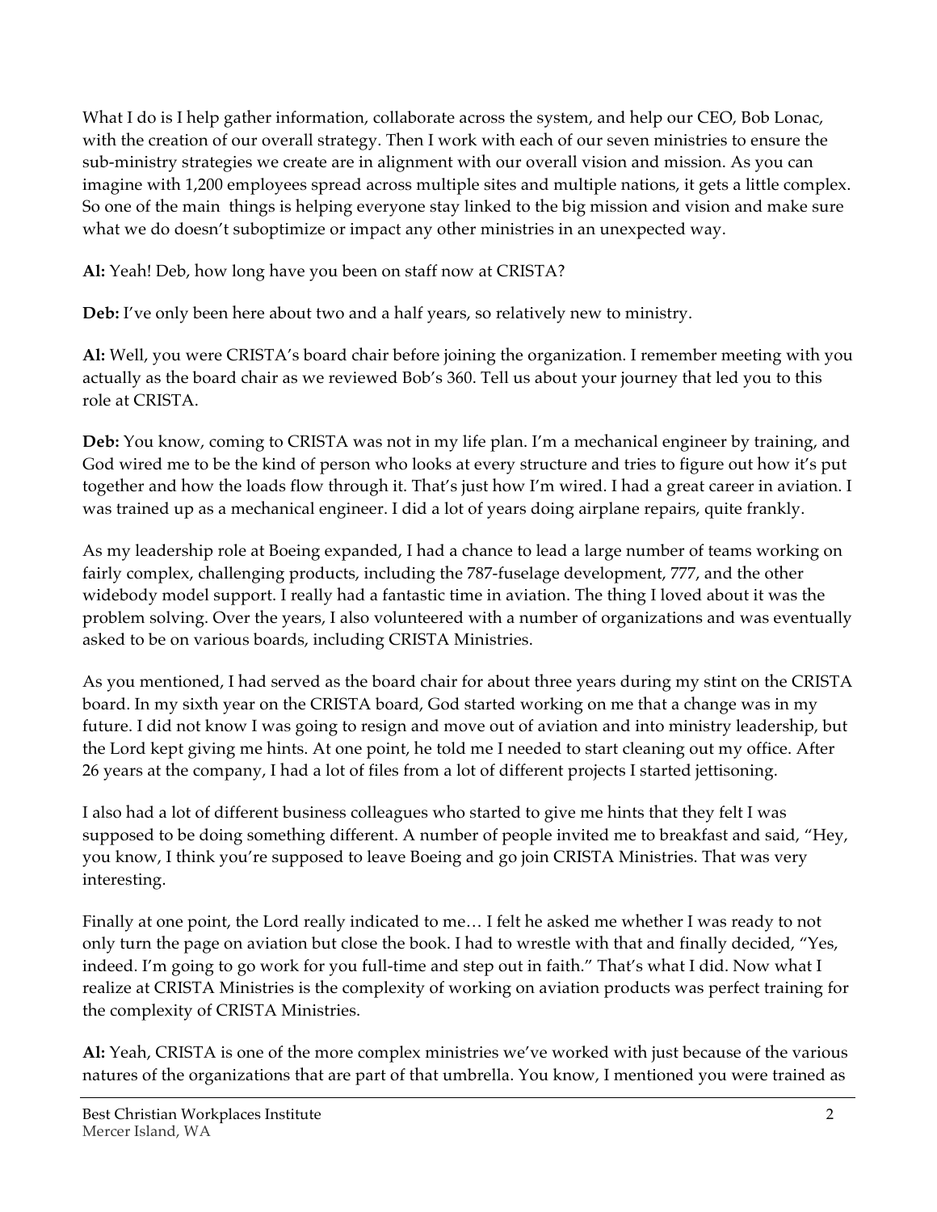What I do is I help gather information, collaborate across the system, and help our CEO, Bob Lonac, with the creation of our overall strategy. Then I work with each of our seven ministries to ensure the sub-ministry strategies we create are in alignment with our overall vision and mission. As you can imagine with 1,200 employees spread across multiple sites and multiple nations, it gets a little complex. So one of the main things is helping everyone stay linked to the big mission and vision and make sure what we do doesn't suboptimize or impact any other ministries in an unexpected way.

**Al:** Yeah! Deb, how long have you been on staff now at CRISTA?

**Deb:** I've only been here about two and a half years, so relatively new to ministry.

**Al:** Well, you were CRISTA's board chair before joining the organization. I remember meeting with you actually as the board chair as we reviewed Bob's 360. Tell us about your journey that led you to this role at CRISTA.

**Deb:** You know, coming to CRISTA was not in my life plan. I'm a mechanical engineer by training, and God wired me to be the kind of person who looks at every structure and tries to figure out how it's put together and how the loads flow through it. That's just how I'm wired. I had a great career in aviation. I was trained up as a mechanical engineer. I did a lot of years doing airplane repairs, quite frankly.

As my leadership role at Boeing expanded, I had a chance to lead a large number of teams working on fairly complex, challenging products, including the 787-fuselage development, 777, and the other widebody model support. I really had a fantastic time in aviation. The thing I loved about it was the problem solving. Over the years, I also volunteered with a number of organizations and was eventually asked to be on various boards, including CRISTA Ministries.

As you mentioned, I had served as the board chair for about three years during my stint on the CRISTA board. In my sixth year on the CRISTA board, God started working on me that a change was in my future. I did not know I was going to resign and move out of aviation and into ministry leadership, but the Lord kept giving me hints. At one point, he told me I needed to start cleaning out my office. After 26 years at the company, I had a lot of files from a lot of different projects I started jettisoning.

I also had a lot of different business colleagues who started to give me hints that they felt I was supposed to be doing something different. A number of people invited me to breakfast and said, "Hey, you know, I think you're supposed to leave Boeing and go join CRISTA Ministries. That was very interesting.

Finally at one point, the Lord really indicated to me… I felt he asked me whether I was ready to not only turn the page on aviation but close the book. I had to wrestle with that and finally decided, "Yes, indeed. I'm going to go work for you full-time and step out in faith." That's what I did. Now what I realize at CRISTA Ministries is the complexity of working on aviation products was perfect training for the complexity of CRISTA Ministries.

**Al:** Yeah, CRISTA is one of the more complex ministries we've worked with just because of the various natures of the organizations that are part of that umbrella. You know, I mentioned you were trained as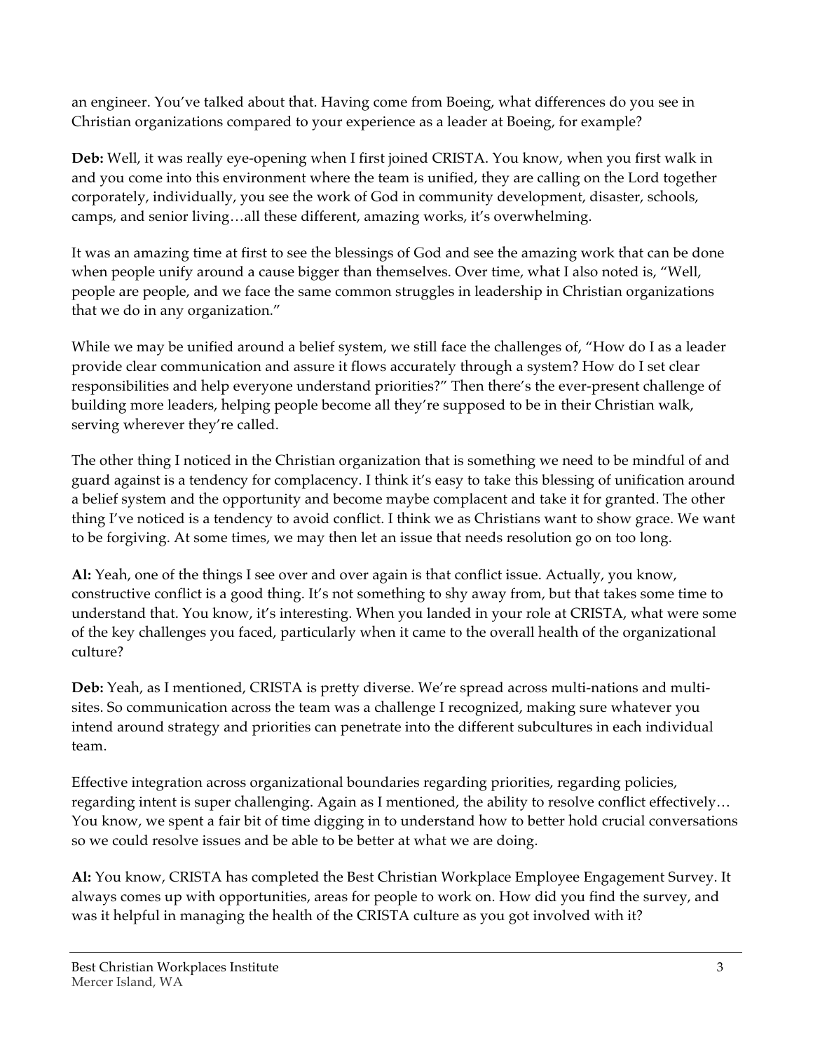an engineer. You've talked about that. Having come from Boeing, what differences do you see in Christian organizations compared to your experience as a leader at Boeing, for example?

**Deb:** Well, it was really eye-opening when I first joined CRISTA. You know, when you first walk in and you come into this environment where the team is unified, they are calling on the Lord together corporately, individually, you see the work of God in community development, disaster, schools, camps, and senior living…all these different, amazing works, it's overwhelming.

It was an amazing time at first to see the blessings of God and see the amazing work that can be done when people unify around a cause bigger than themselves. Over time, what I also noted is, "Well, people are people, and we face the same common struggles in leadership in Christian organizations that we do in any organization."

While we may be unified around a belief system, we still face the challenges of, "How do I as a leader provide clear communication and assure it flows accurately through a system? How do I set clear responsibilities and help everyone understand priorities?" Then there's the ever-present challenge of building more leaders, helping people become all they're supposed to be in their Christian walk, serving wherever they're called.

The other thing I noticed in the Christian organization that is something we need to be mindful of and guard against is a tendency for complacency. I think it's easy to take this blessing of unification around a belief system and the opportunity and become maybe complacent and take it for granted. The other thing I've noticed is a tendency to avoid conflict. I think we as Christians want to show grace. We want to be forgiving. At some times, we may then let an issue that needs resolution go on too long.

**Al:** Yeah, one of the things I see over and over again is that conflict issue. Actually, you know, constructive conflict is a good thing. It's not something to shy away from, but that takes some time to understand that. You know, it's interesting. When you landed in your role at CRISTA, what were some of the key challenges you faced, particularly when it came to the overall health of the organizational culture?

**Deb:** Yeah, as I mentioned, CRISTA is pretty diverse. We're spread across multi-nations and multi-sites. So communication across the team was a challenge I recognized, making sure whatever you intend around strategy and priorities can penetrate into the different subcultures in each individual team.

Effective integration across organizational boundaries regarding priorities, regarding policies, regarding intent is super challenging. Again as I mentioned, the ability to resolve conflict effectively… You know, we spent a fair bit of time digging in to understand how to better hold crucial conversations so we could resolve issues and be able to be better at what we are doing.

**Al:** You know, CRISTA has completed the Best Christian Workplace Employee Engagement Survey. It always comes up with opportunities, areas for people to work on. How did you find the survey, and was it helpful in managing the health of the CRISTA culture as you got involved with it?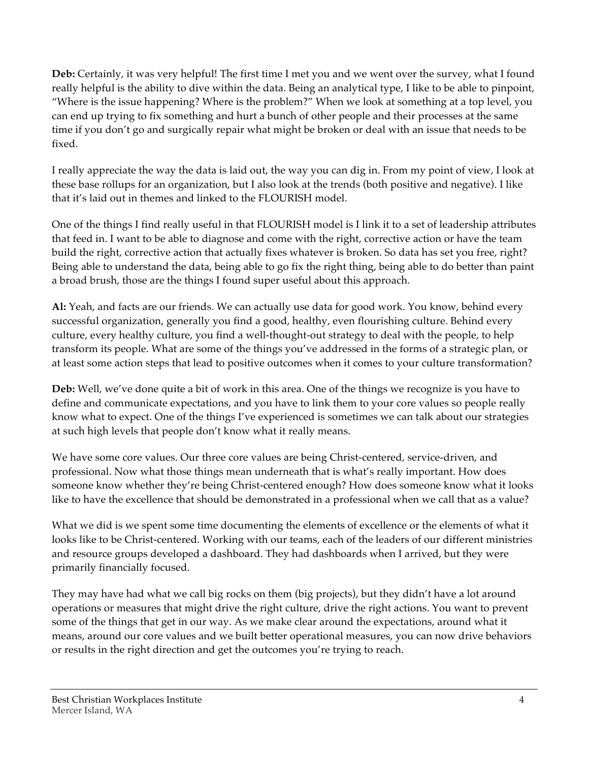**Deb:** Certainly, it was very helpful! The first time I met you and we went over the survey, what I found really helpful is the ability to dive within the data. Being an analytical type, I like to be able to pinpoint, "Where is the issue happening? Where is the problem?" When we look at something at a top level, you can end up trying to fix something and hurt a bunch of other people and their processes at the same time if you don't go and surgically repair what might be broken or deal with an issue that needs to be fixed.

I really appreciate the way the data is laid out, the way you can dig in. From my point of view, I look at these base rollups for an organization, but I also look at the trends (both positive and negative). I like that it's laid out in themes and linked to the FLOURISH model.

One of the things I find really useful in that FLOURISH model is I link it to a set of leadership attributes that feed in. I want to be able to diagnose and come with the right, corrective action or have the team build the right, corrective action that actually fixes whatever is broken. So data has set you free, right? Being able to understand the data, being able to go fix the right thing, being able to do better than paint a broad brush, those are the things I found super useful about this approach.

**Al:** Yeah, and facts are our friends. We can actually use data for good work. You know, behind every successful organization, generally you find a good, healthy, even flourishing culture. Behind every culture, every healthy culture, you find a well-thought-out strategy to deal with the people, to help transform its people. What are some of the things you've addressed in the forms of a strategic plan, or at least some action steps that lead to positive outcomes when it comes to your culture transformation?

**Deb:** Well, we've done quite a bit of work in this area. One of the things we recognize is you have to define and communicate expectations, and you have to link them to your core values so people really know what to expect. One of the things I've experienced is sometimes we can talk about our strategies at such high levels that people don't know what it really means.

We have some core values. Our three core values are being Christ-centered, service-driven, and professional. Now what those things mean underneath that is what's really important. How does someone know whether they're being Christ-centered enough? How does someone know what it looks like to have the excellence that should be demonstrated in a professional when we call that as a value?

What we did is we spent some time documenting the elements of excellence or the elements of what it looks like to be Christ-centered. Working with our teams, each of the leaders of our different ministries and resource groups developed a dashboard. They had dashboards when I arrived, but they were primarily financially focused.

They may have had what we call big rocks on them (big projects), but they didn't have a lot around operations or measures that might drive the right culture, drive the right actions. You want to prevent some of the things that get in our way. As we make clear around the expectations, around what it means, around our core values and we built better operational measures, you can now drive behaviors or results in the right direction and get the outcomes you're trying to reach.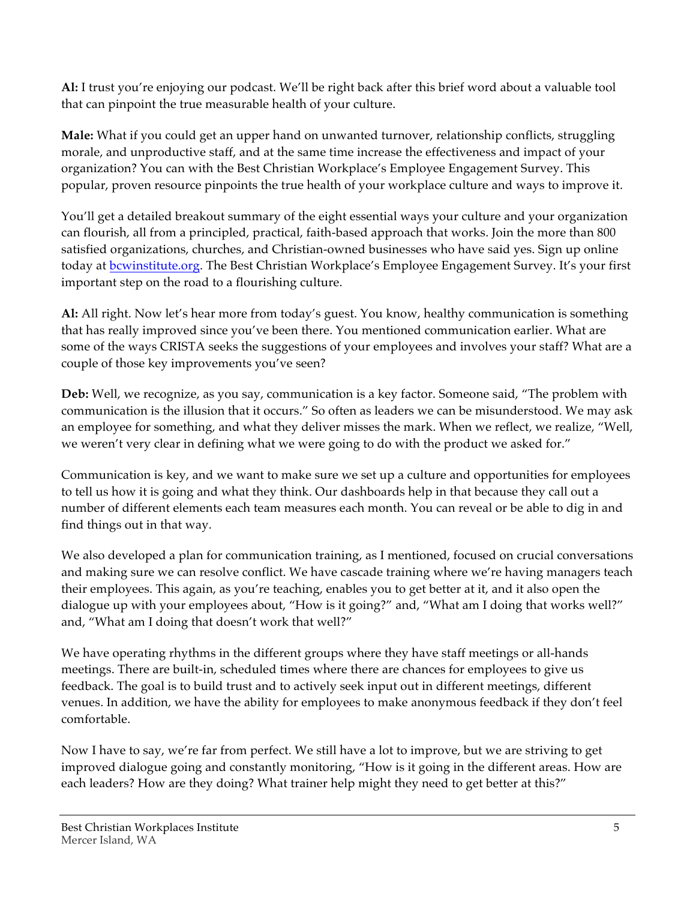**Al:** I trust you're enjoying our podcast. We'll be right back after this brief word about a valuable tool that can pinpoint the true measurable health of your culture.

**Male:** What if you could get an upper hand on unwanted turnover, relationship conflicts, struggling morale, and unproductive staff, and at the same time increase the effectiveness and impact of your organization? You can with the Best Christian Workplace's Employee Engagement Survey. This popular, proven resource pinpoints the true health of your workplace culture and ways to improve it.

You'll get a detailed breakout summary of the eight essential ways your culture and your organization can flourish, all from a principled, practical, faith-based approach that works. Join the more than 800 satisfied organizations, churches, and Christian-owned businesses who have said yes. Sign up online today at [bcwinstitute.org](http://bcwinstitute.org). The Best Christian Workplace's Employee Engagement Survey. It's your first important step on the road to a flourishing culture.

**Al:** All right. Now let's hear more from today's guest. You know, healthy communication is something that has really improved since you've been there. You mentioned communication earlier. What are some of the ways CRISTA seeks the suggestions of your employees and involves your staff? What are a couple of those key improvements you've seen?

**Deb:** Well, we recognize, as you say, communication is a key factor. Someone said, "The problem with communication is the illusion that it occurs." So often as leaders we can be misunderstood. We may ask an employee for something, and what they deliver misses the mark. When we reflect, we realize, "Well, we weren't very clear in defining what we were going to do with the product we asked for."

Communication is key, and we want to make sure we set up a culture and opportunities for employees to tell us how it is going and what they think. Our dashboards help in that because they call out a number of different elements each team measures each month. You can reveal or be able to dig in and find things out in that way.

We also developed a plan for communication training, as I mentioned, focused on crucial conversations and making sure we can resolve conflict. We have cascade training where we're having managers teach their employees. This again, as you're teaching, enables you to get better at it, and it also open the dialogue up with your employees about, "How is it going?" and, "What am I doing that works well?" and, "What am I doing that doesn't work that well?"

We have operating rhythms in the different groups where they have staff meetings or all-hands meetings. There are built-in, scheduled times where there are chances for employees to give us feedback. The goal is to build trust and to actively seek input out in different meetings, different venues. In addition, we have the ability for employees to make anonymous feedback if they don't feel comfortable.

Now I have to say, we're far from perfect. We still have a lot to improve, but we are striving to get improved dialogue going and constantly monitoring, "How is it going in the different areas. How are each leaders? How are they doing? What trainer help might they need to get better at this?"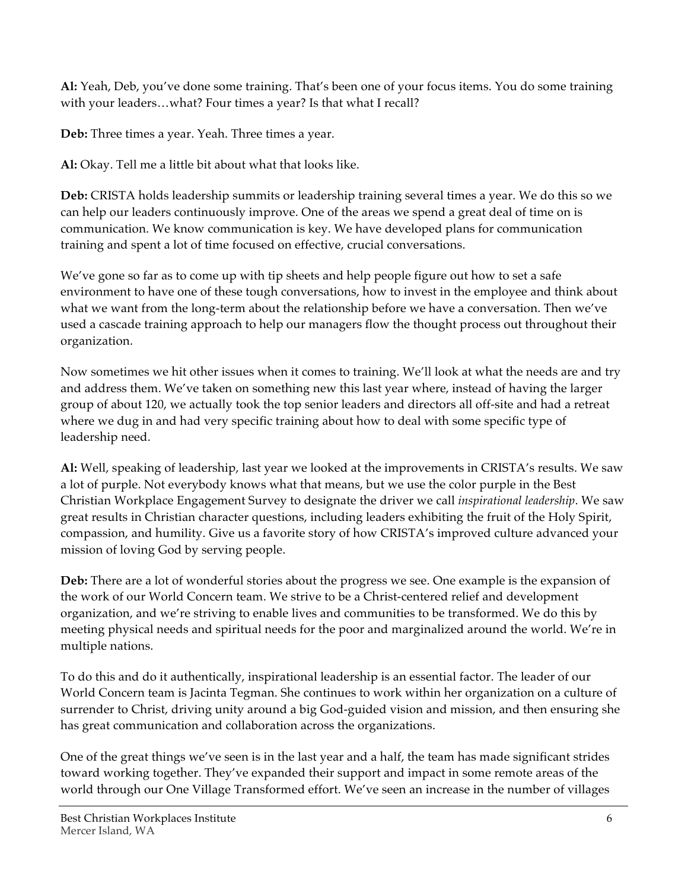**Al:** Yeah, Deb, you've done some training. That's been one of your focus items. You do some training with your leaders…what? Four times a year? Is that what I recall?

**Deb:** Three times a year. Yeah. Three times a year.

**Al:** Okay. Tell me a little bit about what that looks like.

**Deb:** CRISTA holds leadership summits or leadership training several times a year. We do this so we can help our leaders continuously improve. One of the areas we spend a great deal of time on is communication. We know communication is key. We have developed plans for communication training and spent a lot of time focused on effective, crucial conversations.

We've gone so far as to come up with tip sheets and help people figure out how to set a safe environment to have one of these tough conversations, how to invest in the employee and think about what we want from the long-term about the relationship before we have a conversation. Then we've used a cascade training approach to help our managers flow the thought process out throughout their organization.

Now sometimes we hit other issues when it comes to training. We'll look at what the needs are and try and address them. We've taken on something new this last year where, instead of having the larger group of about 120, we actually took the top senior leaders and directors all off-site and had a retreat where we dug in and had very specific training about how to deal with some specific type of leadership need.

**Al:** Well, speaking of leadership, last year we looked at the improvements in CRISTA's results. We saw a lot of purple. Not everybody knows what that means, but we use the color purple in the Best Christian Workplace Engagement Survey to designate the driver we call *inspirational leadership*. We saw great results in Christian character questions, including leaders exhibiting the fruit of the Holy Spirit, compassion, and humility. Give us a favorite story of how CRISTA's improved culture advanced your mission of loving God by serving people.

**Deb:** There are a lot of wonderful stories about the progress we see. One example is the expansion of the work of our World Concern team. We strive to be a Christ-centered relief and development organization, and we're striving to enable lives and communities to be transformed. We do this by meeting physical needs and spiritual needs for the poor and marginalized around the world. We're in multiple nations.

To do this and do it authentically, inspirational leadership is an essential factor. The leader of our World Concern team is Jacinta Tegman. She continues to work within her organization on a culture of surrender to Christ, driving unity around a big God-guided vision and mission, and then ensuring she has great communication and collaboration across the organizations.

One of the great things we've seen is in the last year and a half, the team has made significant strides toward working together. They've expanded their support and impact in some remote areas of the world through our One Village Transformed effort. We've seen an increase in the number of villages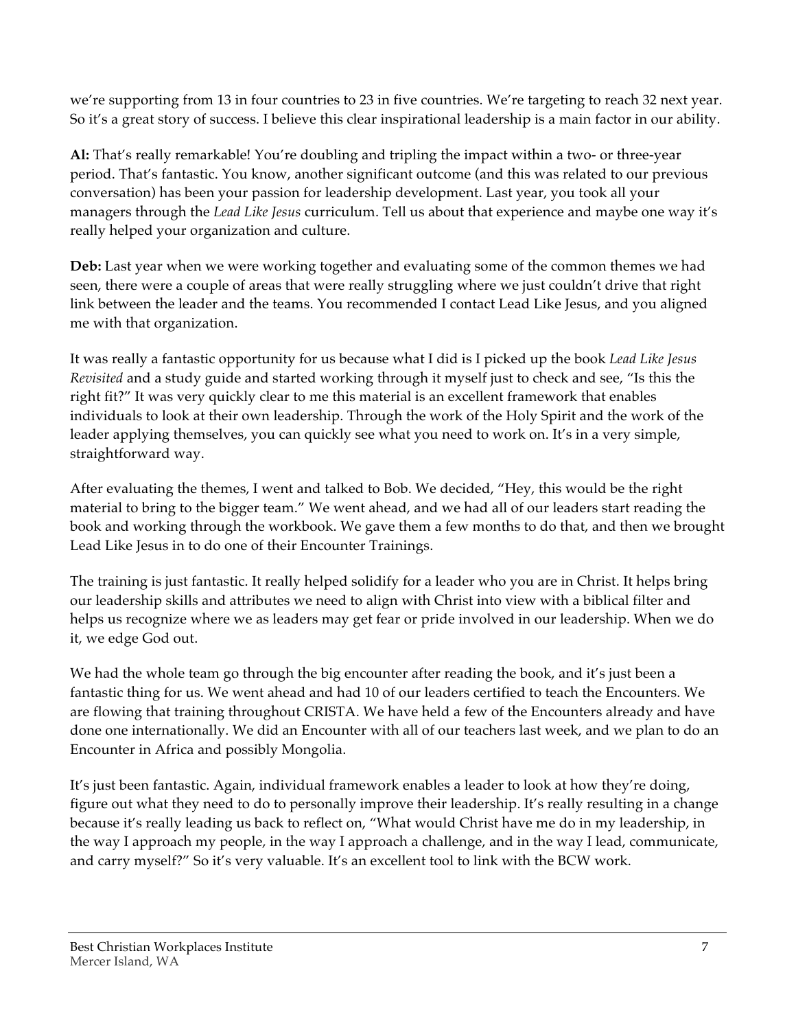we're supporting from 13 in four countries to 23 in five countries. We're targeting to reach 32 next year. So it's a great story of success. I believe this clear inspirational leadership is a main factor in our ability.

**Al:** That's really remarkable! You're doubling and tripling the impact within a two- or three-year period. That's fantastic. You know, another significant outcome (and this was related to our previous conversation) has been your passion for leadership development. Last year, you took all your managers through the *Lead Like Jesus* curriculum. Tell us about that experience and maybe one way it's really helped your organization and culture.

**Deb:** Last year when we were working together and evaluating some of the common themes we had seen, there were a couple of areas that were really struggling where we just couldn't drive that right link between the leader and the teams. You recommended I contact Lead Like Jesus, and you aligned me with that organization.

It was really a fantastic opportunity for us because what I did is I picked up the book *Lead Like Jesus Revisited* and a study guide and started working through it myself just to check and see, "Is this the right fit?" It was very quickly clear to me this material is an excellent framework that enables individuals to look at their own leadership. Through the work of the Holy Spirit and the work of the leader applying themselves, you can quickly see what you need to work on. It's in a very simple, straightforward way.

After evaluating the themes, I went and talked to Bob. We decided, "Hey, this would be the right material to bring to the bigger team." We went ahead, and we had all of our leaders start reading the book and working through the workbook. We gave them a few months to do that, and then we brought Lead Like Jesus in to do one of their Encounter Trainings.

The training is just fantastic. It really helped solidify for a leader who you are in Christ. It helps bring our leadership skills and attributes we need to align with Christ into view with a biblical filter and helps us recognize where we as leaders may get fear or pride involved in our leadership. When we do it, we edge God out.

We had the whole team go through the big encounter after reading the book, and it's just been a fantastic thing for us. We went ahead and had 10 of our leaders certified to teach the Encounters. We are flowing that training throughout CRISTA. We have held a few of the Encounters already and have done one internationally. We did an Encounter with all of our teachers last week, and we plan to do an Encounter in Africa and possibly Mongolia.

It's just been fantastic. Again, individual framework enables a leader to look at how they're doing, figure out what they need to do to personally improve their leadership. It's really resulting in a change because it's really leading us back to reflect on, "What would Christ have me do in my leadership, in the way I approach my people, in the way I approach a challenge, and in the way I lead, communicate, and carry myself?" So it's very valuable. It's an excellent tool to link with the BCW work.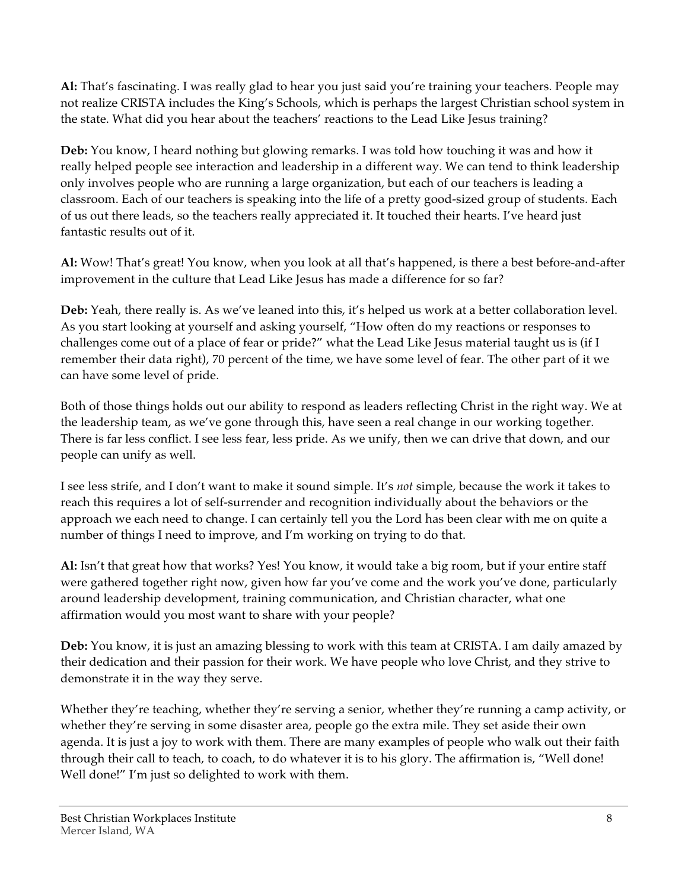**Al:** That's fascinating. I was really glad to hear you just said you're training your teachers. People may not realize CRISTA includes the King's Schools, which is perhaps the largest Christian school system in the state. What did you hear about the teachers' reactions to the Lead Like Jesus training?

**Deb:** You know, I heard nothing but glowing remarks. I was told how touching it was and how it really helped people see interaction and leadership in a different way. We can tend to think leadership only involves people who are running a large organization, but each of our teachers is leading a classroom. Each of our teachers is speaking into the life of a pretty good-sized group of students. Each of us out there leads, so the teachers really appreciated it. It touched their hearts. I've heard just fantastic results out of it.

**Al:** Wow! That's great! You know, when you look at all that's happened, is there a best before-and-after improvement in the culture that Lead Like Jesus has made a difference for so far?

**Deb:** Yeah, there really is. As we've leaned into this, it's helped us work at a better collaboration level. As you start looking at yourself and asking yourself, "How often do my reactions or responses to challenges come out of a place of fear or pride?" what the Lead Like Jesus material taught us is (if I remember their data right), 70 percent of the time, we have some level of fear. The other part of it we can have some level of pride.

Both of those things holds out our ability to respond as leaders reflecting Christ in the right way. We at the leadership team, as we've gone through this, have seen a real change in our working together. There is far less conflict. I see less fear, less pride. As we unify, then we can drive that down, and our people can unify as well.

I see less strife, and I don't want to make it sound simple. It's *not* simple, because the work it takes to reach this requires a lot of self-surrender and recognition individually about the behaviors or the approach we each need to change. I can certainly tell you the Lord has been clear with me on quite a number of things I need to improve, and I'm working on trying to do that.

**Al:** Isn't that great how that works? Yes! You know, it would take a big room, but if your entire staff were gathered together right now, given how far you've come and the work you've done, particularly around leadership development, training communication, and Christian character, what one affirmation would you most want to share with your people?

**Deb:** You know, it is just an amazing blessing to work with this team at CRISTA. I am daily amazed by their dedication and their passion for their work. We have people who love Christ, and they strive to demonstrate it in the way they serve.

Whether they're teaching, whether they're serving a senior, whether they're running a camp activity, or whether they're serving in some disaster area, people go the extra mile. They set aside their own agenda. It is just a joy to work with them. There are many examples of people who walk out their faith through their call to teach, to coach, to do whatever it is to his glory. The affirmation is, "Well done! Well done!" I'm just so delighted to work with them.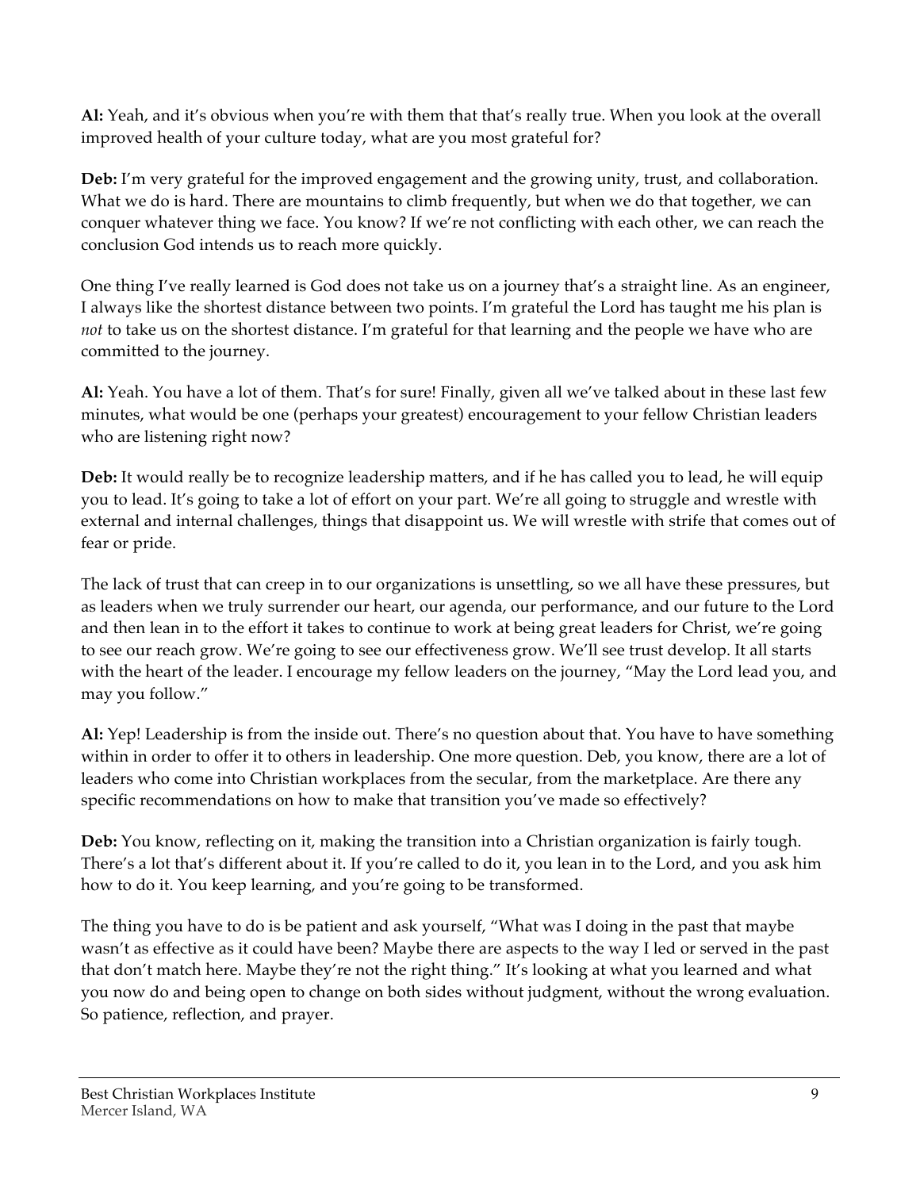**Al:** Yeah, and it's obvious when you're with them that that's really true. When you look at the overall improved health of your culture today, what are you most grateful for?

**Deb:** I'm very grateful for the improved engagement and the growing unity, trust, and collaboration. What we do is hard. There are mountains to climb frequently, but when we do that together, we can conquer whatever thing we face. You know? If we're not conflicting with each other, we can reach the conclusion God intends us to reach more quickly.

One thing I've really learned is God does not take us on a journey that's a straight line. As an engineer, I always like the shortest distance between two points. I'm grateful the Lord has taught me his plan is *not* to take us on the shortest distance. I'm grateful for that learning and the people we have who are committed to the journey.

**Al:** Yeah. You have a lot of them. That's for sure! Finally, given all we've talked about in these last few minutes, what would be one (perhaps your greatest) encouragement to your fellow Christian leaders who are listening right now?

**Deb:** It would really be to recognize leadership matters, and if he has called you to lead, he will equip you to lead. It's going to take a lot of effort on your part. We're all going to struggle and wrestle with external and internal challenges, things that disappoint us. We will wrestle with strife that comes out of fear or pride.

The lack of trust that can creep in to our organizations is unsettling, so we all have these pressures, but as leaders when we truly surrender our heart, our agenda, our performance, and our future to the Lord and then lean in to the effort it takes to continue to work at being great leaders for Christ, we're going to see our reach grow. We're going to see our effectiveness grow. We'll see trust develop. It all starts with the heart of the leader. I encourage my fellow leaders on the journey, "May the Lord lead you, and may you follow."

**Al:** Yep! Leadership is from the inside out. There's no question about that. You have to have something within in order to offer it to others in leadership. One more question. Deb, you know, there are a lot of leaders who come into Christian workplaces from the secular, from the marketplace. Are there any specific recommendations on how to make that transition you've made so effectively?

**Deb:** You know, reflecting on it, making the transition into a Christian organization is fairly tough. There's a lot that's different about it. If you're called to do it, you lean in to the Lord, and you ask him how to do it. You keep learning, and you're going to be transformed.

The thing you have to do is be patient and ask yourself, "What was I doing in the past that maybe wasn't as effective as it could have been? Maybe there are aspects to the way I led or served in the past that don't match here. Maybe they're not the right thing." It's looking at what you learned and what you now do and being open to change on both sides without judgment, without the wrong evaluation. So patience, reflection, and prayer.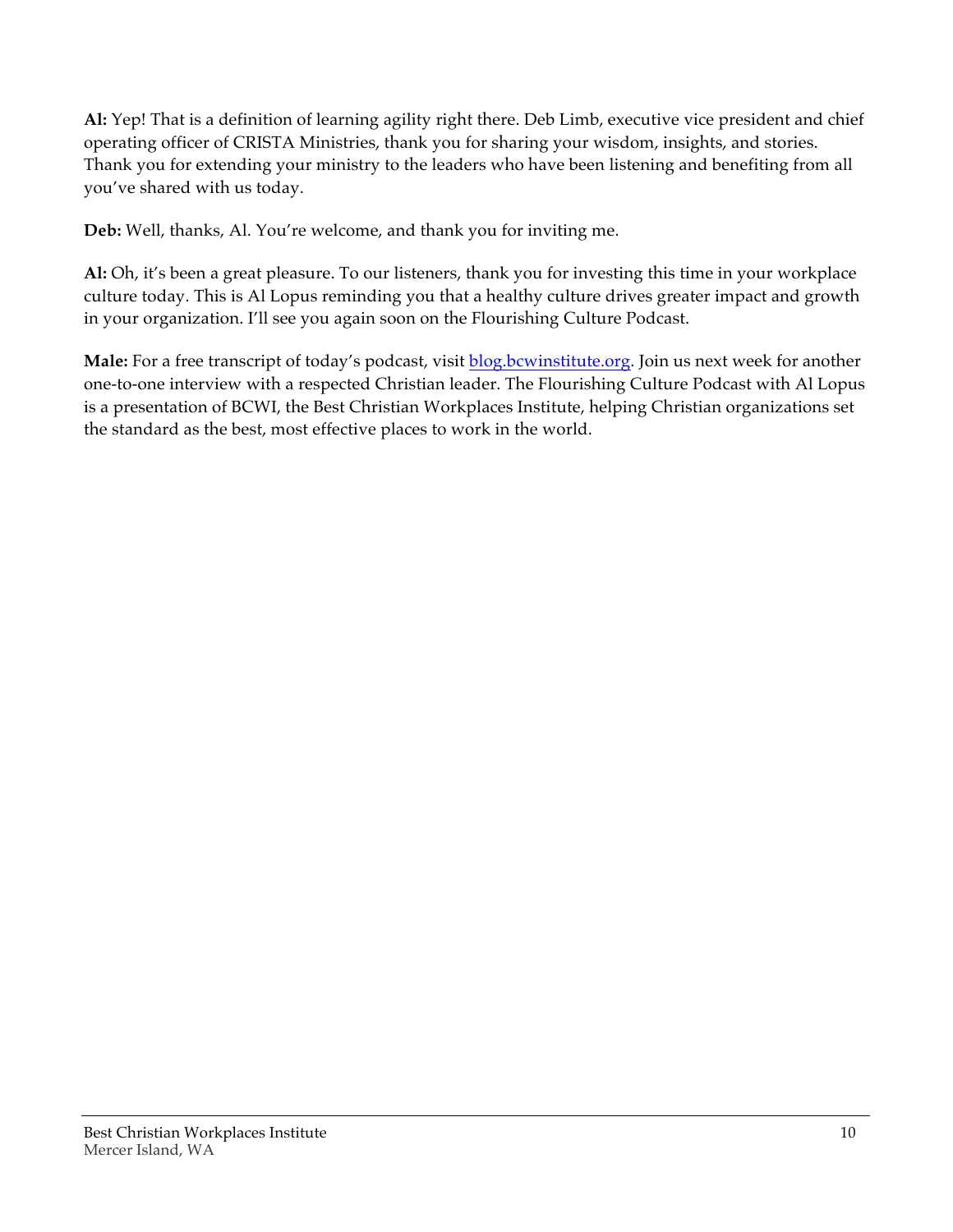**Al:** Yep! That is a definition of learning agility right there. Deb Limb, executive vice president and chief operating officer of CRISTA Ministries, thank you for sharing your wisdom, insights, and stories. Thank you for extending your ministry to the leaders who have been listening and benefiting from all you've shared with us today.

**Deb:** Well, thanks, Al. You're welcome, and thank you for inviting me.

**Al:** Oh, it's been a great pleasure. To our listeners, thank you for investing this time in your workplace culture today. This is Al Lopus reminding you that a healthy culture drives greater impact and growth in your organization. I'll see you again soon on the Flourishing Culture Podcast.

**Male:** For a free transcript of today's podcast, visit [blog.bcwinstitute.org](blog.bcwinstitute.org). Join us next week for another one-to-one interview with a respected Christian leader. The Flourishing Culture Podcast with Al Lopus is a presentation of BCWI, the Best Christian Workplaces Institute, helping Christian organizations set the standard as the best, most effective places to work in the world.